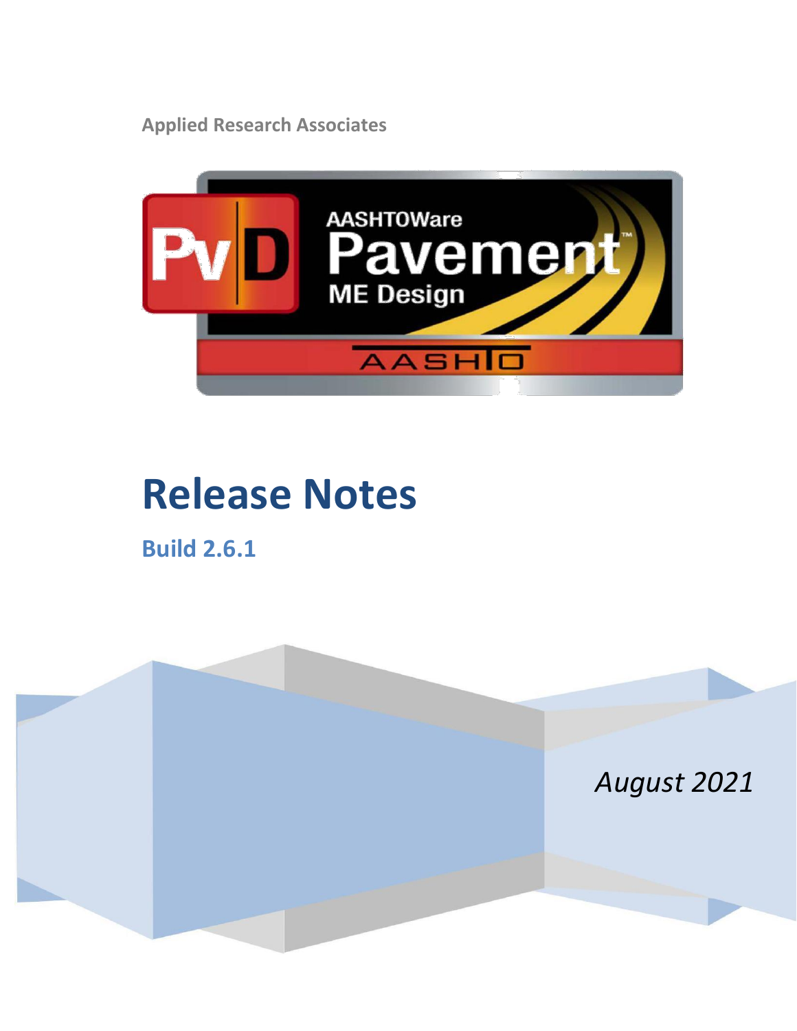Applied Research Associates

# Release Notes

## Build 2.6.1

*August 2021*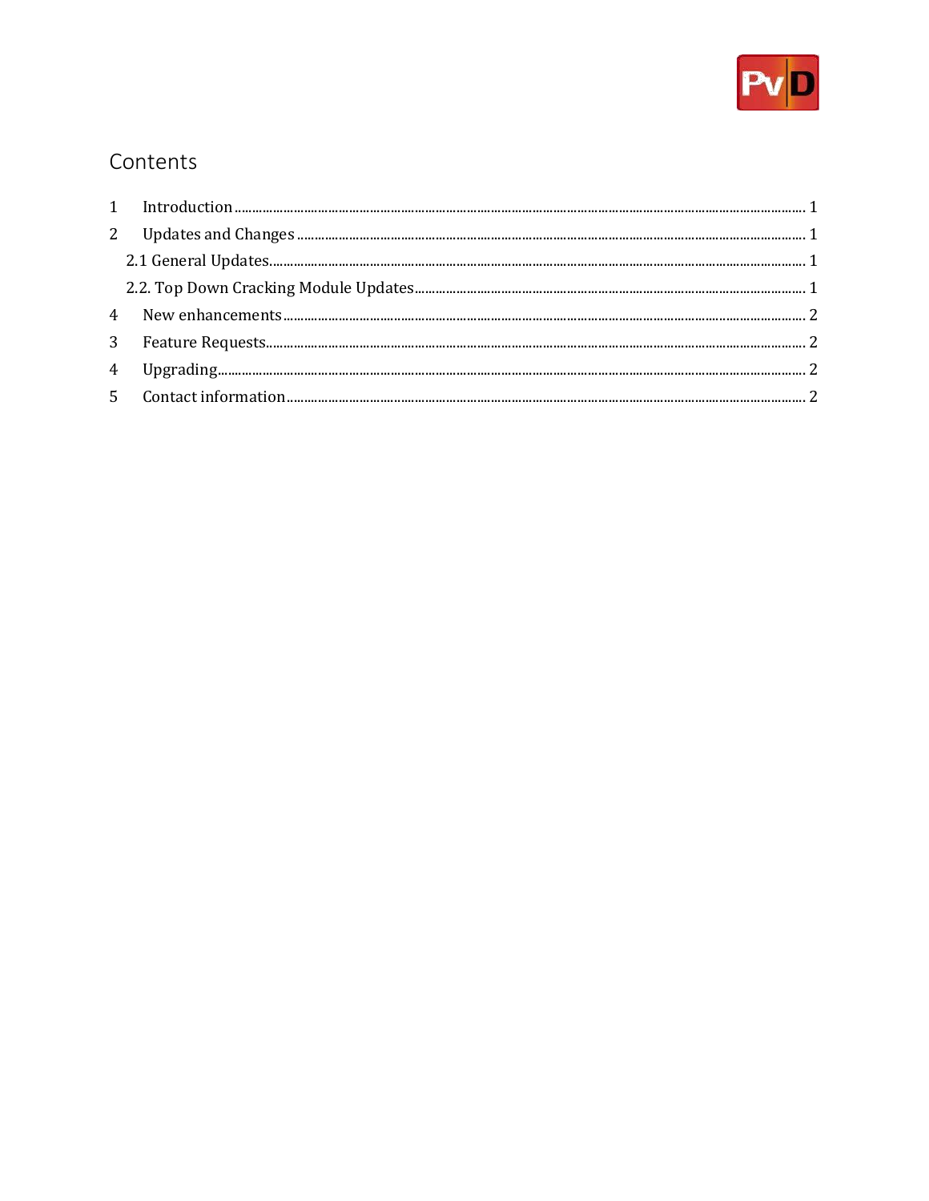# Contents

1 Introduction ........................................................................................................ 1

2 Updates and Changes ........................................................................................ 1

2.1 General Updates ............................................................................................. 1

2.2. Top Down Cracking Module Updates ................................................................ 1

4 New enhancements ............................................................................................ 2

3 Feature Requests ................................................................................................ 2

4 Upgrading ........................................................................................................... 2

5 Contact information ............................................................................................ 2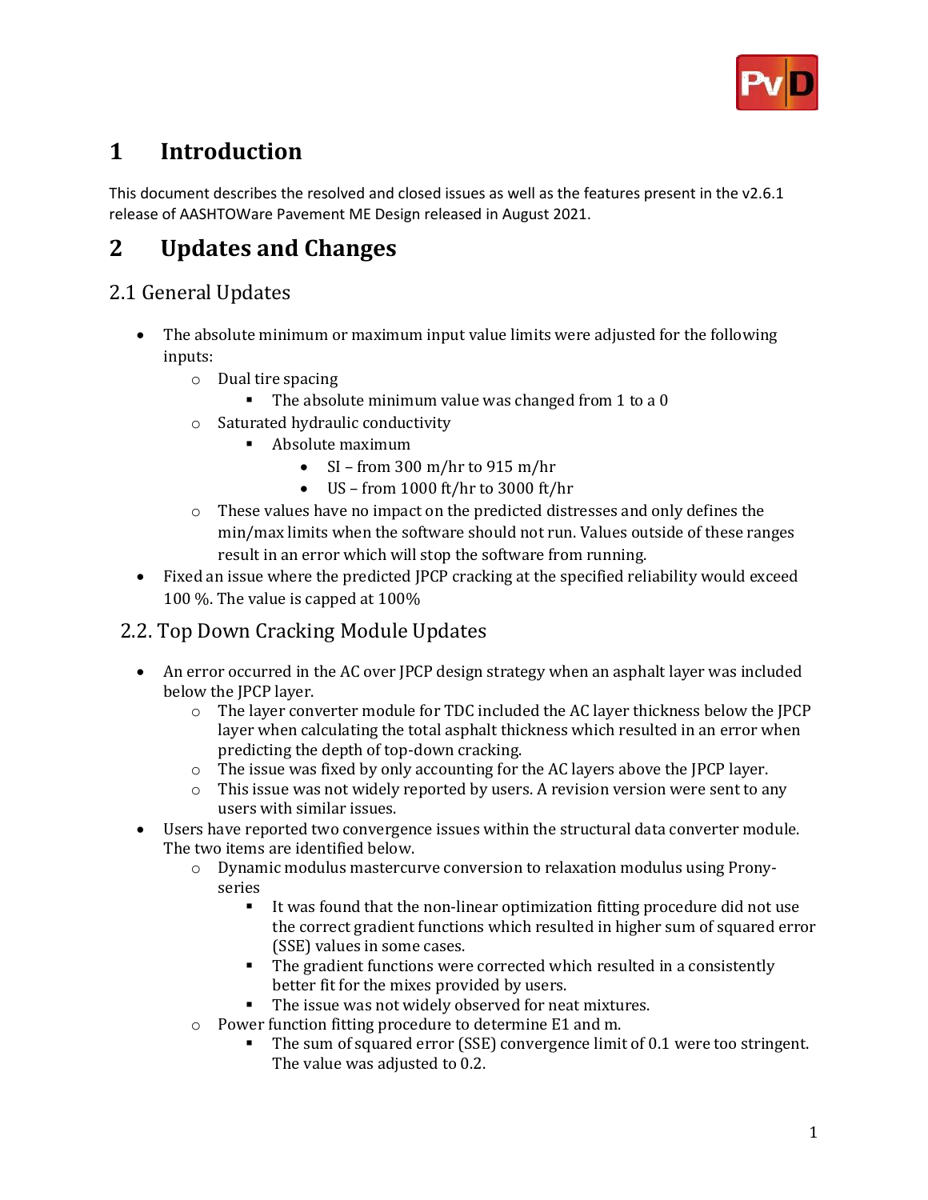# 1 Introduction

This document describes the resolved and closed issues as well as the features present in the v2.6.1 release of AASHTOWare Pavement ME Design released in August 2021.

# 2 Updates and Changes

## 2.1 General Updates

- The absolute minimum or maximum input value limits were adjusted for the following inputs:
  - Dual tire spacing
    - The absolute minimum value was changed from 1 to a 0
  - Saturated hydraulic conductivity
    - Absolute maximum
      - SI – from 300 m/hr to 915 m/hr
      - US – from 1000 ft/hr to 3000 ft/hr
  - These values have no impact on the predicted distresses and only defines the min/max limits when the software should not run. Values outside of these ranges result in an error which will stop the software from running.
- Fixed an issue where the predicted JPCP cracking at the specified reliability would exceed 100 %. The value is capped at 100%

## 2.2. Top Down Cracking Module Updates

- An error occurred in the AC over JPCP design strategy when an asphalt layer was included below the JPCP layer.
  - The layer converter module for TDC included the AC layer thickness below the JPCP layer when calculating the total asphalt thickness which resulted in an error when predicting the depth of top-down cracking.
  - The issue was fixed by only accounting for the AC layers above the JPCP layer.
  - This issue was not widely reported by users. A revision version were sent to any users with similar issues.
- Users have reported two convergence issues within the structural data converter module. The two items are identified below.
  - Dynamic modulus mastercurve conversion to relaxation modulus using Prony-series
    - It was found that the non-linear optimization fitting procedure did not use the correct gradient functions which resulted in higher sum of squared error (SSE) values in some cases.
    - The gradient functions were corrected which resulted in a consistently better fit for the mixes provided by users.
    - The issue was not widely observed for neat mixtures.
  - Power function fitting procedure to determine E1 and m.
    - The sum of squared error (SSE) convergence limit of 0.1 were too stringent. The value was adjusted to 0.2.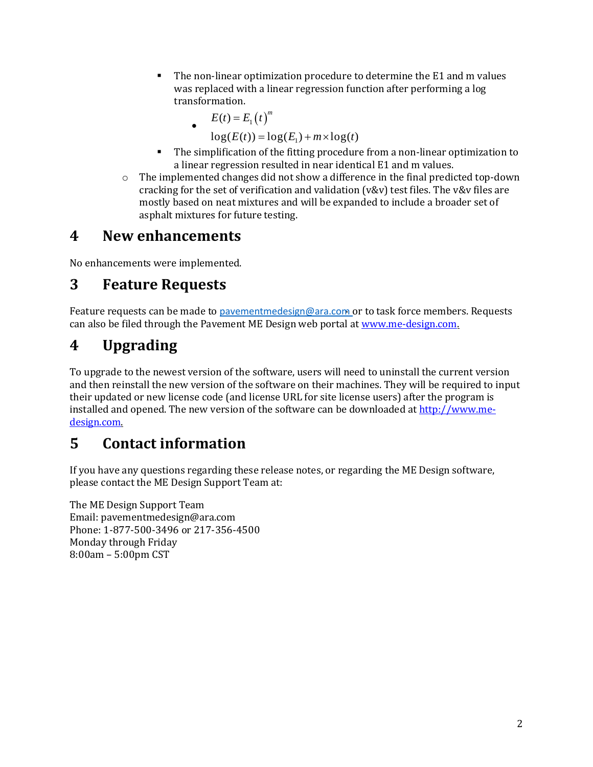- The non-linear optimization procedure to determine the E1 and m values was replaced with a linear regression function after performing a log transformation.
        - $$E(t) = E_1 (t)^m$$
          $$\log(E(t)) = \log(E_1) + m \times \log(t)$$
    - The simplification of the fitting procedure from a non-linear optimization to a linear regression resulted in near identical E1 and m values.
  - The implemented changes did not show a difference in the final predicted top-down cracking for the set of verification and validation (v&v) test files. The v&v files are mostly based on neat mixtures and will be expanded to include a broader set of asphalt mixtures for future testing.

# 4 New enhancements

No enhancements were implemented.

# 3 Feature Requests

Feature requests can be made to pavementmedesign@ara.com or to task force members. Requests can also be filed through the Pavement ME Design web portal at www.me-design.com.

# 4 Upgrading

To upgrade to the newest version of the software, users will need to uninstall the current version and then reinstall the new version of the software on their machines. They will be required to input their updated or new license code (and license URL for site license users) after the program is installed and opened. The new version of the software can be downloaded at http://www.me-design.com.

# 5 Contact information

If you have any questions regarding these release notes, or regarding the ME Design software, please contact the ME Design Support Team at:

The ME Design Support Team
Email: pavementmedesign@ara.com
Phone: 1-877-500-3496 or 217-356-4500
Monday through Friday
8:00am – 5:00pm CST